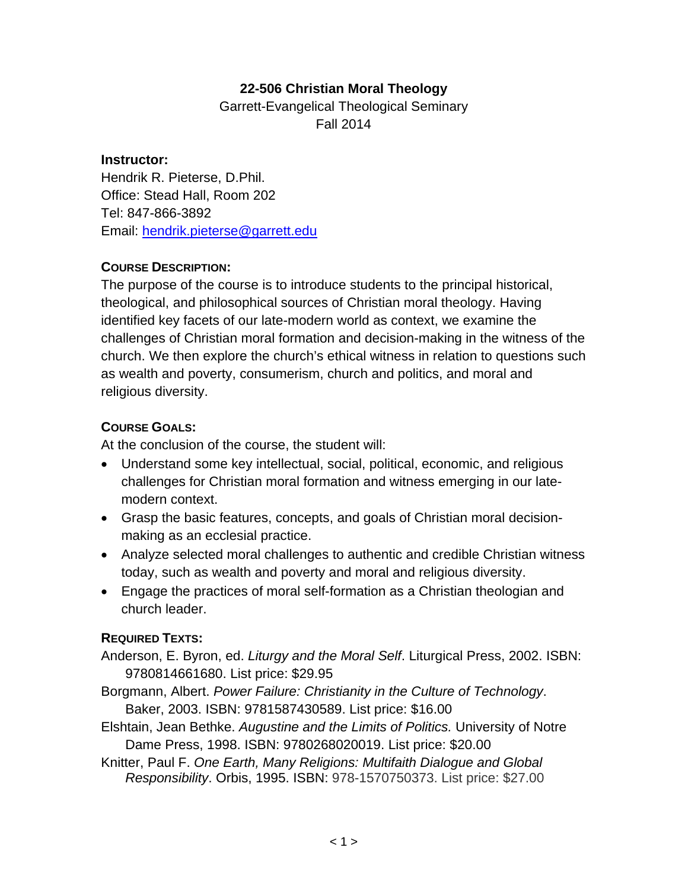# 22-506 Christian Moral Theology

Garrett-Evangelical Theological Seminary
Fall 2014

**Instructor:**
Hendrik R. Pieterse, D.Phil.
Office: Stead Hall, Room 202
Tel: 847-866-3892
Email: [hendrik.pieterse@garrett.edu](mailto:hendrik.pieterse@garrett.edu)

**COURSE DESCRIPTION:**
The purpose of the course is to introduce students to the principal historical, theological, and philosophical sources of Christian moral theology. Having identified key facets of our late-modern world as context, we examine the challenges of Christian moral formation and decision-making in the witness of the church. We then explore the church's ethical witness in relation to questions such as wealth and poverty, consumerism, church and politics, and moral and religious diversity.

**COURSE GOALS:**
At the conclusion of the course, the student will:

- Understand some key intellectual, social, political, economic, and religious challenges for Christian moral formation and witness emerging in our late-modern context.
- Grasp the basic features, concepts, and goals of Christian moral decision-making as an ecclesial practice.
- Analyze selected moral challenges to authentic and credible Christian witness today, such as wealth and poverty and moral and religious diversity.
- Engage the practices of moral self-formation as a Christian theologian and church leader.

**REQUIRED TEXTS:**

Anderson, E. Byron, ed. *Liturgy and the Moral Self*. Liturgical Press, 2002. ISBN: 9780814661680. List price: $29.95

Borgmann, Albert. *Power Failure: Christianity in the Culture of Technology*. Baker, 2003. ISBN: 9781587430589. List price: $16.00

Elshtain, Jean Bethke. *Augustine and the Limits of Politics.* University of Notre Dame Press, 1998. ISBN: 9780268020019. List price: $20.00

Knitter, Paul F. *One Earth, Many Religions: Multifaith Dialogue and Global Responsibility*. Orbis, 1995. ISBN: 978-1570750373. List price: $27.00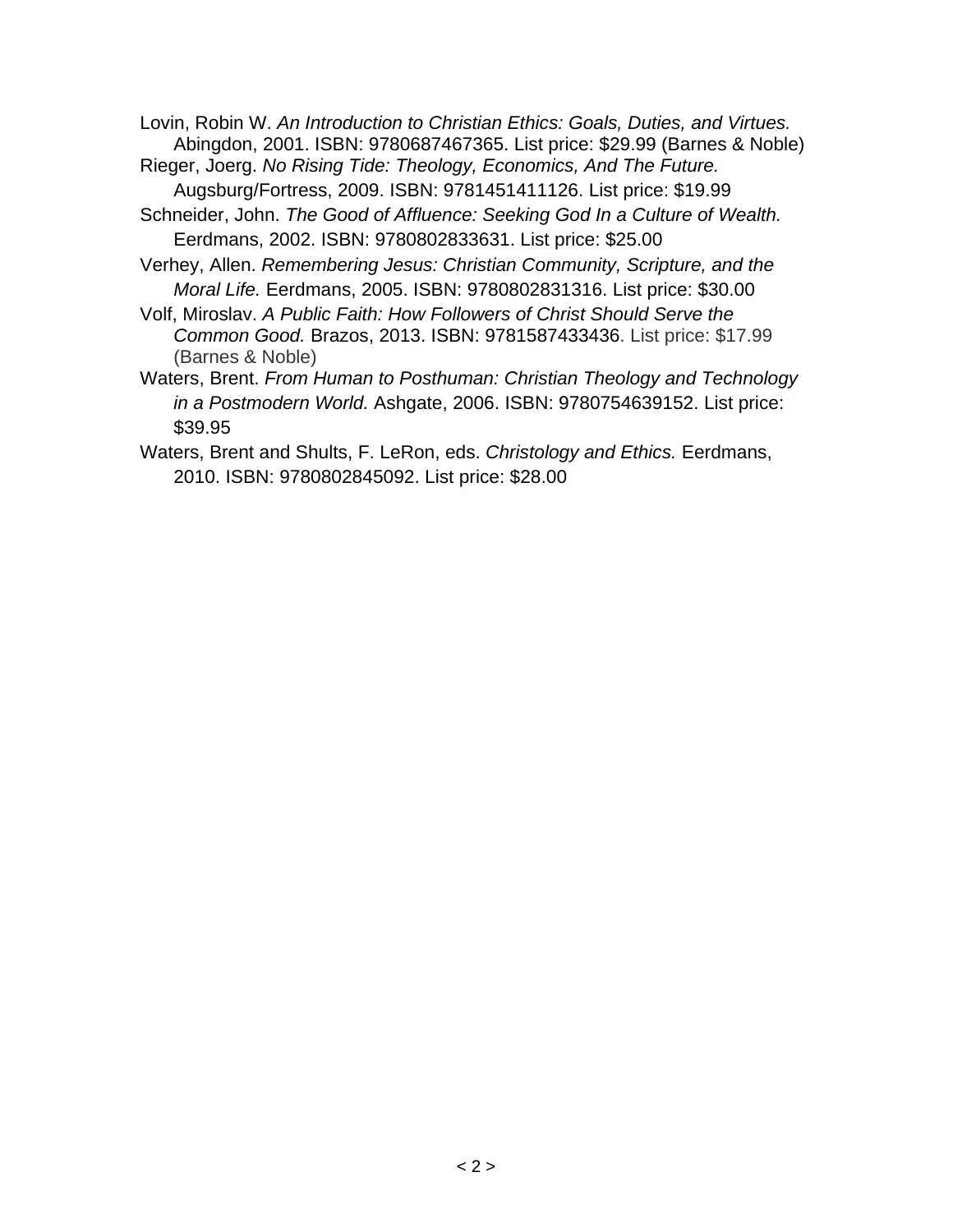Lovin, Robin W. *An Introduction to Christian Ethics: Goals, Duties, and Virtues.* Abingdon, 2001. ISBN: 9780687467365. List price: $29.99 (Barnes & Noble)

Rieger, Joerg. *No Rising Tide: Theology, Economics, And The Future.* Augsburg/Fortress, 2009. ISBN: 9781451411126. List price: $19.99

Schneider, John. *The Good of Affluence: Seeking God In a Culture of Wealth.* Eerdmans, 2002. ISBN: 9780802833631. List price: $25.00

Verhey, Allen. *Remembering Jesus: Christian Community, Scripture, and the Moral Life.* Eerdmans, 2005. ISBN: 9780802831316. List price: $30.00

Volf, Miroslav. *A Public Faith: How Followers of Christ Should Serve the Common Good.* Brazos, 2013. ISBN: 9781587433436. List price: $17.99 (Barnes & Noble)

Waters, Brent. *From Human to Posthuman: Christian Theology and Technology in a Postmodern World.* Ashgate, 2006. ISBN: 9780754639152. List price: $39.95

Waters, Brent and Shults, F. LeRon, eds. *Christology and Ethics.* Eerdmans, 2010. ISBN: 9780802845092. List price: $28.00